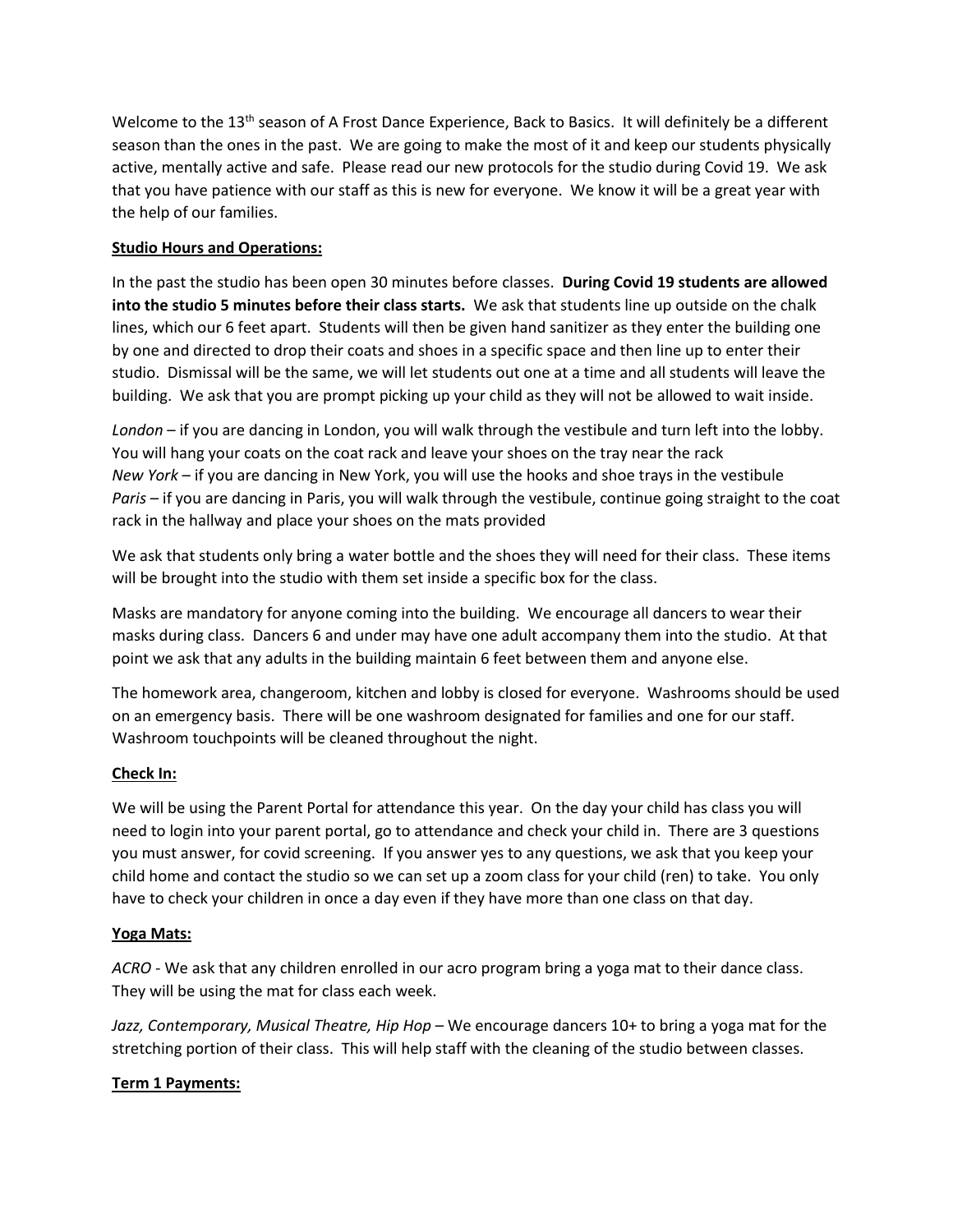Welcome to the 13th season of A Frost Dance Experience, Back to Basics. It will definitely be a different season than the ones in the past. We are going to make the most of it and keep our students physically active, mentally active and safe. Please read our new protocols for the studio during Covid 19. We ask that you have patience with our staff as this is new for everyone. We know it will be a great year with the help of our families.

**Studio Hours and Operations:**

In the past the studio has been open 30 minutes before classes. **During Covid 19 students are allowed into the studio 5 minutes before their class starts.** We ask that students line up outside on the chalk lines, which our 6 feet apart. Students will then be given hand sanitizer as they enter the building one by one and directed to drop their coats and shoes in a specific space and then line up to enter their studio. Dismissal will be the same, we will let students out one at a time and all students will leave the building. We ask that you are prompt picking up your child as they will not be allowed to wait inside.

*London* – if you are dancing in London, you will walk through the vestibule and turn left into the lobby. You will hang your coats on the coat rack and leave your shoes on the tray near the rack
*New York* – if you are dancing in New York, you will use the hooks and shoe trays in the vestibule
*Paris* – if you are dancing in Paris, you will walk through the vestibule, continue going straight to the coat rack in the hallway and place your shoes on the mats provided

We ask that students only bring a water bottle and the shoes they will need for their class. These items will be brought into the studio with them set inside a specific box for the class.

Masks are mandatory for anyone coming into the building. We encourage all dancers to wear their masks during class. Dancers 6 and under may have one adult accompany them into the studio. At that point we ask that any adults in the building maintain 6 feet between them and anyone else.

The homework area, changeroom, kitchen and lobby is closed for everyone. Washrooms should be used on an emergency basis. There will be one washroom designated for families and one for our staff. Washroom touchpoints will be cleaned throughout the night.

**Check In:**

We will be using the Parent Portal for attendance this year. On the day your child has class you will need to login into your parent portal, go to attendance and check your child in. There are 3 questions you must answer, for covid screening. If you answer yes to any questions, we ask that you keep your child home and contact the studio so we can set up a zoom class for your child (ren) to take. You only have to check your children in once a day even if they have more than one class on that day.

**Yoga Mats:**

*ACRO* - We ask that any children enrolled in our acro program bring a yoga mat to their dance class. They will be using the mat for class each week.

*Jazz, Contemporary, Musical Theatre, Hip Hop* – We encourage dancers 10+ to bring a yoga mat for the stretching portion of their class. This will help staff with the cleaning of the studio between classes.

**Term 1 Payments:**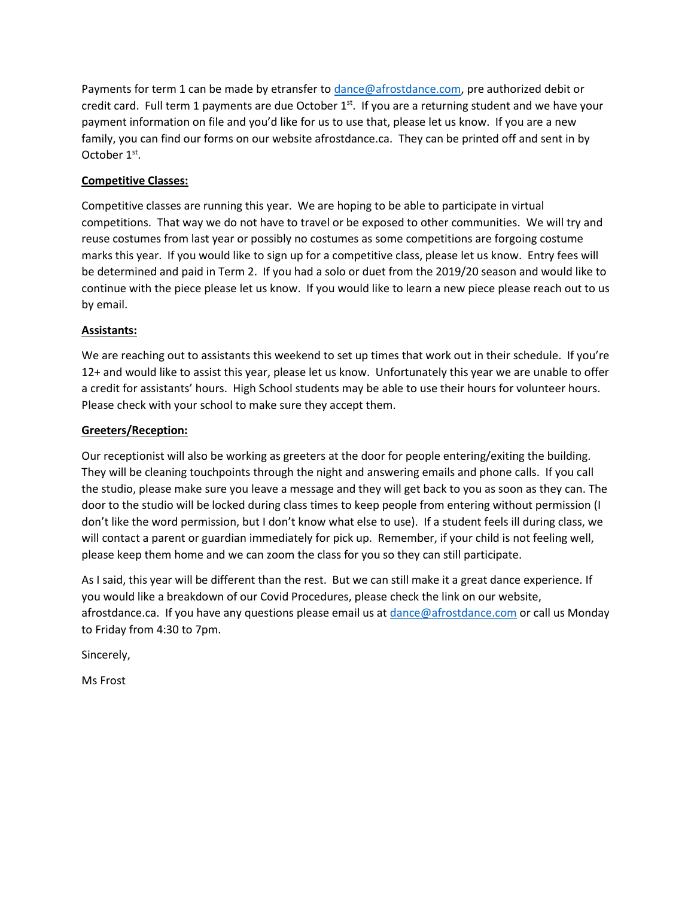Payments for term 1 can be made by etransfer to dance@afrostdance.com, pre authorized debit or credit card. Full term 1 payments are due October 1st. If you are a returning student and we have your payment information on file and you'd like for us to use that, please let us know. If you are a new family, you can find our forms on our website afrostdance.ca. They can be printed off and sent in by October 1st.

**Competitive Classes:**

Competitive classes are running this year. We are hoping to be able to participate in virtual competitions. That way we do not have to travel or be exposed to other communities. We will try and reuse costumes from last year or possibly no costumes as some competitions are forgoing costume marks this year. If you would like to sign up for a competitive class, please let us know. Entry fees will be determined and paid in Term 2. If you had a solo or duet from the 2019/20 season and would like to continue with the piece please let us know. If you would like to learn a new piece please reach out to us by email.

**Assistants:**

We are reaching out to assistants this weekend to set up times that work out in their schedule. If you're 12+ and would like to assist this year, please let us know. Unfortunately this year we are unable to offer a credit for assistants' hours. High School students may be able to use their hours for volunteer hours. Please check with your school to make sure they accept them.

**Greeters/Reception:**

Our receptionist will also be working as greeters at the door for people entering/exiting the building. They will be cleaning touchpoints through the night and answering emails and phone calls. If you call the studio, please make sure you leave a message and they will get back to you as soon as they can. The door to the studio will be locked during class times to keep people from entering without permission (I don't like the word permission, but I don't know what else to use). If a student feels ill during class, we will contact a parent or guardian immediately for pick up. Remember, if your child is not feeling well, please keep them home and we can zoom the class for you so they can still participate.

As I said, this year will be different than the rest. But we can still make it a great dance experience. If you would like a breakdown of our Covid Procedures, please check the link on our website, afrostdance.ca. If you have any questions please email us at dance@afrostdance.com or call us Monday to Friday from 4:30 to 7pm.

Sincerely,

Ms Frost